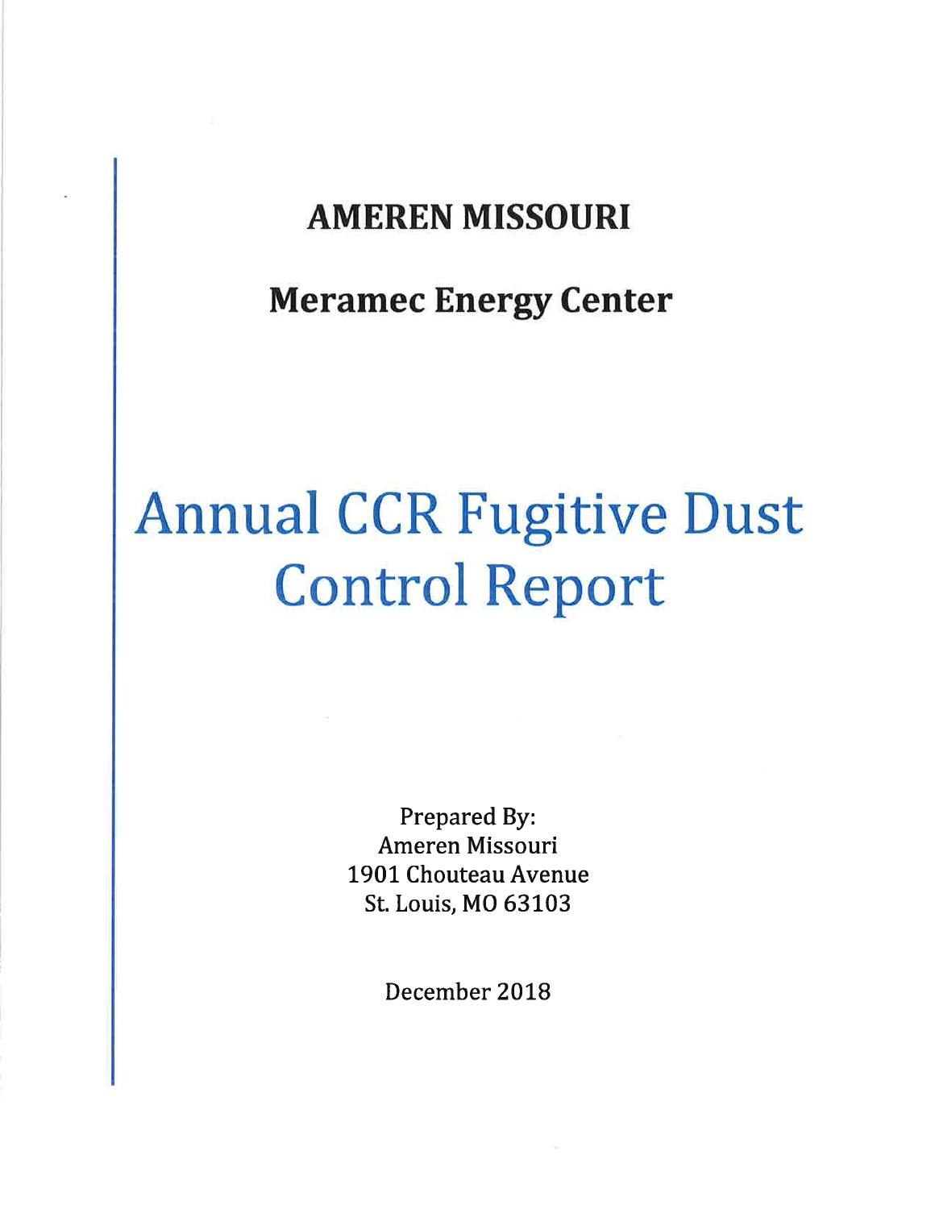## AMEREN MISSOURI

## Meramec Energy Center

# Annual CCR Fugitive Dust Control Report

Prepared By:
Ameren Missouri
1901 Chouteau Avenue
St. Louis, MO 63103

December 2018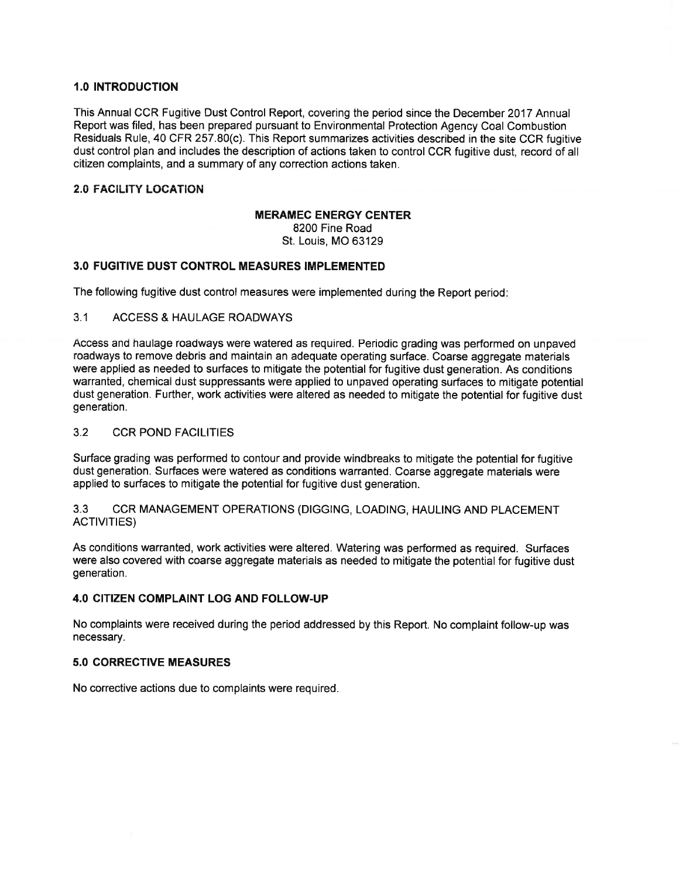## 1.0 INTRODUCTION

This Annual CCR Fugitive Dust Control Report, covering the period since the December 2017 Annual Report was filed, has been prepared pursuant to Environmental Protection Agency Coal Combustion Residuals Rule, 40 CFR 257.80(c). This Report summarizes activities described in the site CCR fugitive dust control plan and includes the description of actions taken to control CCR fugitive dust, record of all citizen complaints, and a summary of any correction actions taken.

## 2.0 FACILITY LOCATION

**MERAMEC ENERGY CENTER**
8200 Fine Road
St. Louis, MO 63129

## 3.0 FUGITIVE DUST CONTROL MEASURES IMPLEMENTED

The following fugitive dust control measures were implemented during the Report period:

### 3.1 ACCESS & HAULAGE ROADWAYS

Access and haulage roadways were watered as required. Periodic grading was performed on unpaved roadways to remove debris and maintain an adequate operating surface. Coarse aggregate materials were applied as needed to surfaces to mitigate the potential for fugitive dust generation. As conditions warranted, chemical dust suppressants were applied to unpaved operating surfaces to mitigate potential dust generation. Further, work activities were altered as needed to mitigate the potential for fugitive dust generation.

### 3.2 CCR POND FACILITIES

Surface grading was performed to contour and provide windbreaks to mitigate the potential for fugitive dust generation. Surfaces were watered as conditions warranted. Coarse aggregate materials were applied to surfaces to mitigate the potential for fugitive dust generation.

### 3.3 CCR MANAGEMENT OPERATIONS (DIGGING, LOADING, HAULING AND PLACEMENT ACTIVITIES)

As conditions warranted, work activities were altered. Watering was performed as required. Surfaces were also covered with coarse aggregate materials as needed to mitigate the potential for fugitive dust generation.

## 4.0 CITIZEN COMPLAINT LOG AND FOLLOW-UP

No complaints were received during the period addressed by this Report. No complaint follow-up was necessary.

## 5.0 CORRECTIVE MEASURES

No corrective actions due to complaints were required.